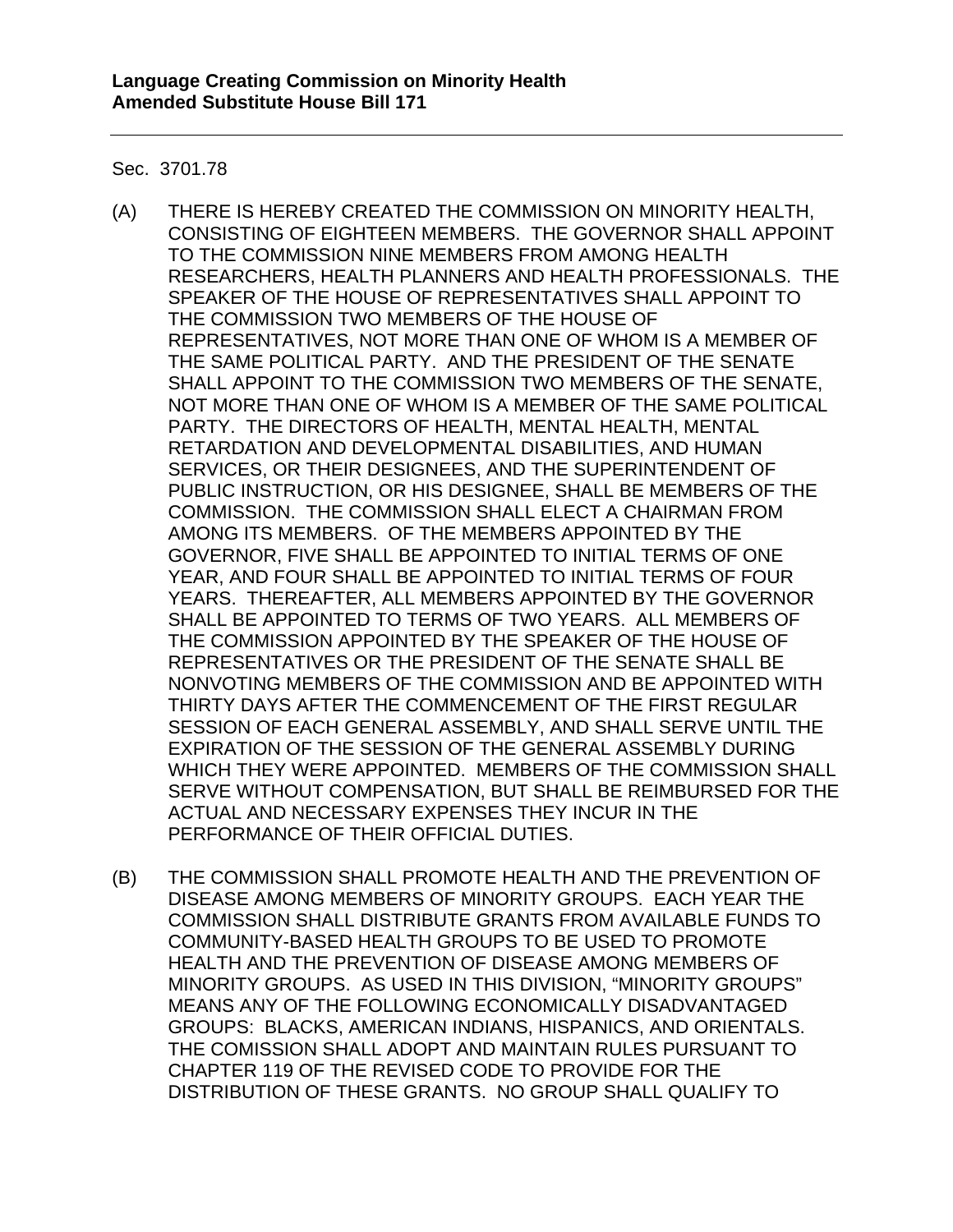**Language Creating Commission on Minority Health**
**Amended Substitute House Bill 171**

---

Sec. 3701.78

(A) THERE IS HEREBY CREATED THE COMMISSION ON MINORITY HEALTH, CONSISTING OF EIGHTEEN MEMBERS. THE GOVERNOR SHALL APPOINT TO THE COMMISSION NINE MEMBERS FROM AMONG HEALTH RESEARCHERS, HEALTH PLANNERS AND HEALTH PROFESSIONALS. THE SPEAKER OF THE HOUSE OF REPRESENTATIVES SHALL APPOINT TO THE COMMISSION TWO MEMBERS OF THE HOUSE OF REPRESENTATIVES, NOT MORE THAN ONE OF WHOM IS A MEMBER OF THE SAME POLITICAL PARTY. AND THE PRESIDENT OF THE SENATE SHALL APPOINT TO THE COMMISSION TWO MEMBERS OF THE SENATE, NOT MORE THAN ONE OF WHOM IS A MEMBER OF THE SAME POLITICAL PARTY. THE DIRECTORS OF HEALTH, MENTAL HEALTH, MENTAL RETARDATION AND DEVELOPMENTAL DISABILITIES, AND HUMAN SERVICES, OR THEIR DESIGNEES, AND THE SUPERINTENDENT OF PUBLIC INSTRUCTION, OR HIS DESIGNEE, SHALL BE MEMBERS OF THE COMMISSION. THE COMMISSION SHALL ELECT A CHAIRMAN FROM AMONG ITS MEMBERS. OF THE MEMBERS APPOINTED BY THE GOVERNOR, FIVE SHALL BE APPOINTED TO INITIAL TERMS OF ONE YEAR, AND FOUR SHALL BE APPOINTED TO INITIAL TERMS OF FOUR YEARS. THEREAFTER, ALL MEMBERS APPOINTED BY THE GOVERNOR SHALL BE APPOINTED TO TERMS OF TWO YEARS. ALL MEMBERS OF THE COMMISSION APPOINTED BY THE SPEAKER OF THE HOUSE OF REPRESENTATIVES OR THE PRESIDENT OF THE SENATE SHALL BE NONVOTING MEMBERS OF THE COMMISSION AND BE APPOINTED WITH THIRTY DAYS AFTER THE COMMENCEMENT OF THE FIRST REGULAR SESSION OF EACH GENERAL ASSEMBLY, AND SHALL SERVE UNTIL THE EXPIRATION OF THE SESSION OF THE GENERAL ASSEMBLY DURING WHICH THEY WERE APPOINTED. MEMBERS OF THE COMMISSION SHALL SERVE WITHOUT COMPENSATION, BUT SHALL BE REIMBURSED FOR THE ACTUAL AND NECESSARY EXPENSES THEY INCUR IN THE PERFORMANCE OF THEIR OFFICIAL DUTIES.

(B) THE COMMISSION SHALL PROMOTE HEALTH AND THE PREVENTION OF DISEASE AMONG MEMBERS OF MINORITY GROUPS. EACH YEAR THE COMMISSION SHALL DISTRIBUTE GRANTS FROM AVAILABLE FUNDS TO COMMUNITY-BASED HEALTH GROUPS TO BE USED TO PROMOTE HEALTH AND THE PREVENTION OF DISEASE AMONG MEMBERS OF MINORITY GROUPS. AS USED IN THIS DIVISION, "MINORITY GROUPS" MEANS ANY OF THE FOLLOWING ECONOMICALLY DISADVANTAGED GROUPS: BLACKS, AMERICAN INDIANS, HISPANICS, AND ORIENTALS. THE COMISSION SHALL ADOPT AND MAINTAIN RULES PURSUANT TO CHAPTER 119 OF THE REVISED CODE TO PROVIDE FOR THE DISTRIBUTION OF THESE GRANTS. NO GROUP SHALL QUALIFY TO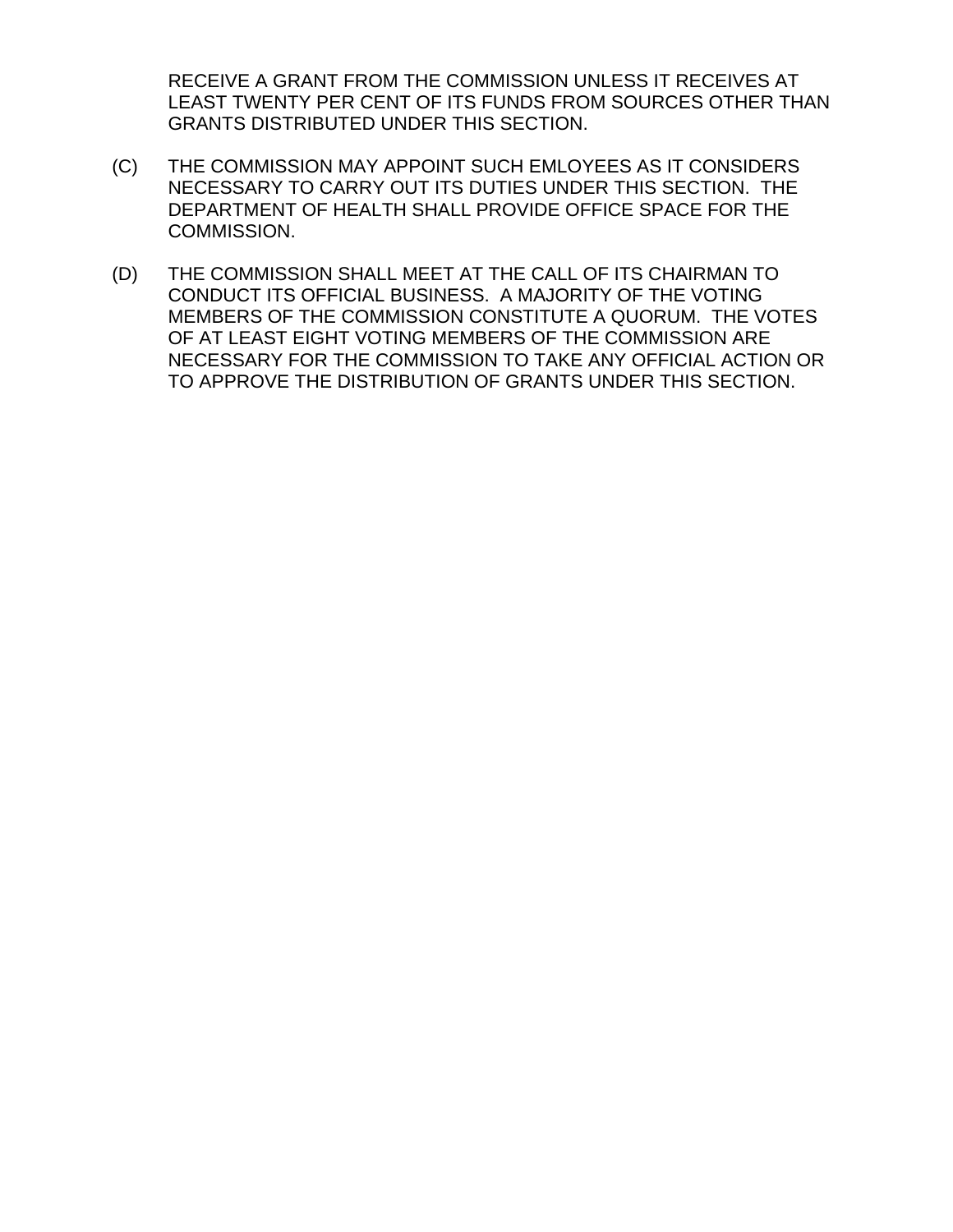RECEIVE A GRANT FROM THE COMMISSION UNLESS IT RECEIVES AT LEAST TWENTY PER CENT OF ITS FUNDS FROM SOURCES OTHER THAN GRANTS DISTRIBUTED UNDER THIS SECTION.

(C) THE COMMISSION MAY APPOINT SUCH EMLOYEES AS IT CONSIDERS NECESSARY TO CARRY OUT ITS DUTIES UNDER THIS SECTION. THE DEPARTMENT OF HEALTH SHALL PROVIDE OFFICE SPACE FOR THE COMMISSION.

(D) THE COMMISSION SHALL MEET AT THE CALL OF ITS CHAIRMAN TO CONDUCT ITS OFFICIAL BUSINESS. A MAJORITY OF THE VOTING MEMBERS OF THE COMMISSION CONSTITUTE A QUORUM. THE VOTES OF AT LEAST EIGHT VOTING MEMBERS OF THE COMMISSION ARE NECESSARY FOR THE COMMISSION TO TAKE ANY OFFICIAL ACTION OR TO APPROVE THE DISTRIBUTION OF GRANTS UNDER THIS SECTION.